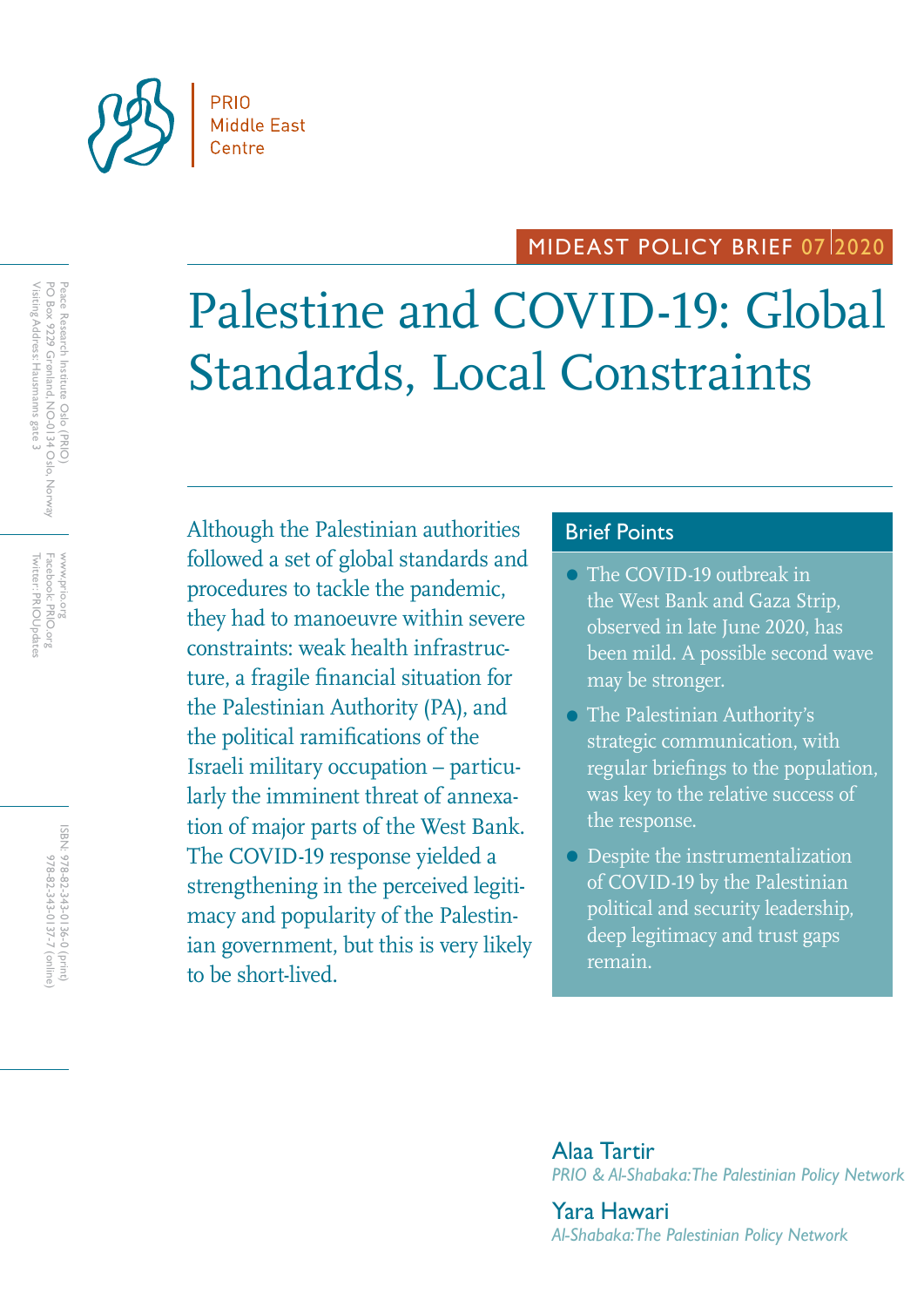PRIO
Middle East
Centre

MIDEAST POLICY BRIEF 07 2020

# Palestine and COVID-19: Global Standards, Local Constraints

Although the Palestinian authorities followed a set of global standards and procedures to tackle the pandemic, they had to manoeuvre within severe constraints: weak health infrastructure, a fragile financial situation for the Palestinian Authority (PA), and the political ramifications of the Israeli military occupation – particularly the imminent threat of annexation of major parts of the West Bank. The COVID-19 response yielded a strengthening in the perceived legitimacy and popularity of the Palestinian government, but this is very likely to be short-lived.

## Brief Points

- The COVID-19 outbreak in the West Bank and Gaza Strip, observed in late June 2020, has been mild. A possible second wave may be stronger.
- The Palestinian Authority's strategic communication, with regular briefings to the population, was key to the relative success of the response.
- Despite the instrumentalization of COVID-19 by the Palestinian political and security leadership, deep legitimacy and trust gaps remain.

**Alaa Tartir**
*PRIO & Al-Shabaka: The Palestinian Policy Network*

**Yara Hawari**
*Al-Shabaka: The Palestinian Policy Network*

Peace Research Institute Oslo (PRIO)
PO Box 9229 Grønland, NO-0134 Oslo, Norway
Visiting Address: Hausmanns gate 3

www.prio.org
Facebook: PRIO.org
Twitter: PRIOUpdates

ISBN: 978-82-343-0136-0 (print)
978-82-343-0137-7 (online)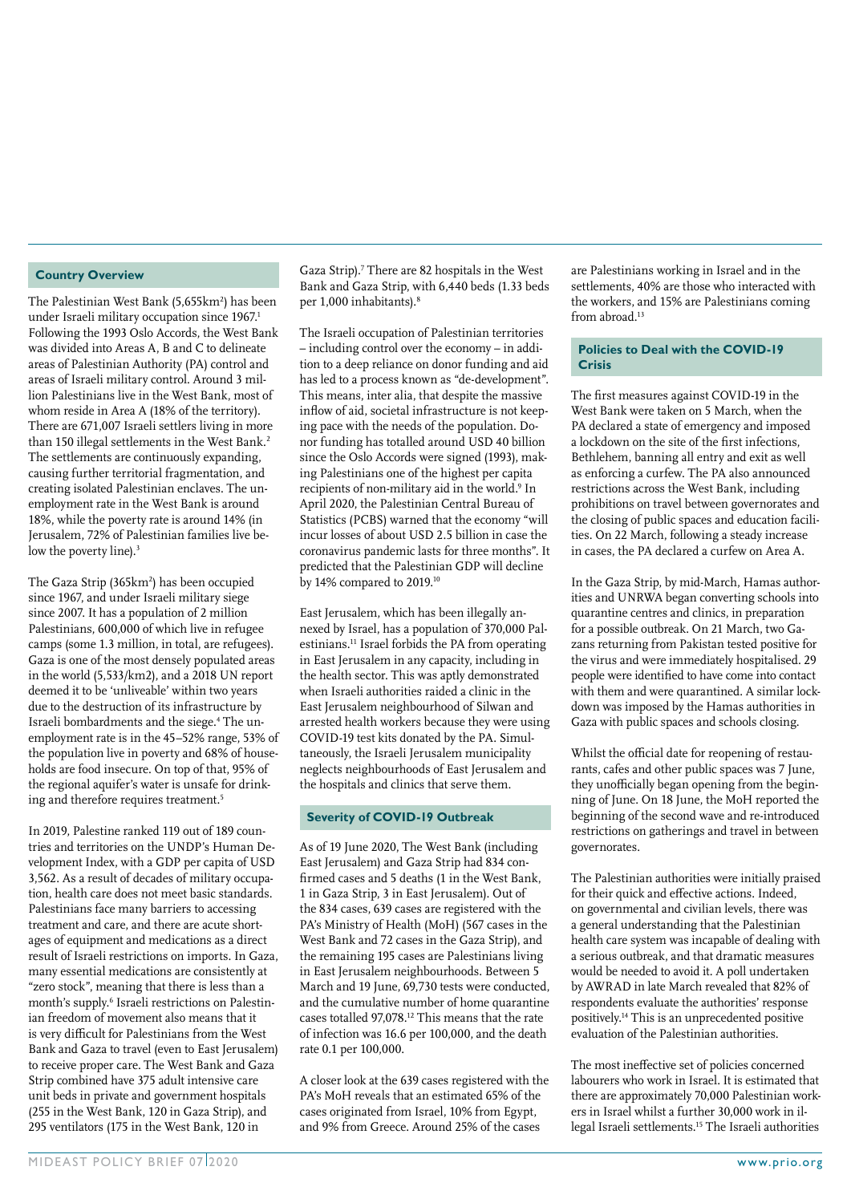## Country Overview

The Palestinian West Bank (5,655km$^2$) has been under Israeli military occupation since 1967.[1] Following the 1993 Oslo Accords, the West Bank was divided into Areas A, B and C to delineate areas of Palestinian Authority (PA) control and areas of Israeli military control. Around 3 million Palestinians live in the West Bank, most of whom reside in Area A (18% of the territory). There are 671,007 Israeli settlers living in more than 150 illegal settlements in the West Bank.[2] The settlements are continuously expanding, causing further territorial fragmentation, and creating isolated Palestinian enclaves. The unemployment rate in the West Bank is around 18%, while the poverty rate is around 14% (in Jerusalem, 72% of Palestinian families live below the poverty line).[3]

The Gaza Strip (365km$^2$) has been occupied since 1967, and under Israeli military siege since 2007. It has a population of 2 million Palestinians, 600,000 of which live in refugee camps (some 1.3 million, in total, are refugees). Gaza is one of the most densely populated areas in the world (5,533/km2), and a 2018 UN report deemed it to be 'unliveable' within two years due to the destruction of its infrastructure by Israeli bombardments and the siege.[4] The unemployment rate is in the 45–52% range, 53% of the population live in poverty and 68% of households are food insecure. On top of that, 95% of the regional aquifer's water is unsafe for drinking and therefore requires treatment.[5]

In 2019, Palestine ranked 119 out of 189 countries and territories on the UNDP's Human Development Index, with a GDP per capita of USD 3,562. As a result of decades of military occupation, health care does not meet basic standards. Palestinians face many barriers to accessing treatment and care, and there are acute shortages of equipment and medications as a direct result of Israeli restrictions on imports. In Gaza, many essential medications are consistently at "zero stock", meaning that there is less than a month's supply.[6] Israeli restrictions on Palestinian freedom of movement also means that it is very difficult for Palestinians from the West Bank and Gaza to travel (even to East Jerusalem) to receive proper care. The West Bank and Gaza Strip combined have 375 adult intensive care unit beds in private and government hospitals (255 in the West Bank, 120 in Gaza Strip), and 295 ventilators (175 in the West Bank, 120 in Gaza Strip).[7] There are 82 hospitals in the West Bank and Gaza Strip, with 6,440 beds (1.33 beds per 1,000 inhabitants).[8]

The Israeli occupation of Palestinian territories – including control over the economy – in addition to a deep reliance on donor funding and aid has led to a process known as "de-development". This means, inter alia, that despite the massive inflow of aid, societal infrastructure is not keeping pace with the needs of the population. Donor funding has totalled around USD 40 billion since the Oslo Accords were signed (1993), making Palestinians one of the highest per capita recipients of non-military aid in the world.[9] In April 2020, the Palestinian Central Bureau of Statistics (PCBS) warned that the economy "will incur losses of about USD 2.5 billion in case the coronavirus pandemic lasts for three months". It predicted that the Palestinian GDP will decline by 14% compared to 2019.[10]

East Jerusalem, which has been illegally annexed by Israel, has a population of 370,000 Palestinians.[11] Israel forbids the PA from operating in East Jerusalem in any capacity, including in the health sector. This was aptly demonstrated when Israeli authorities raided a clinic in the East Jerusalem neighbourhood of Silwan and arrested health workers because they were using COVID-19 test kits donated by the PA. Simultaneously, the Israeli Jerusalem municipality neglects neighbourhoods of East Jerusalem and the hospitals and clinics that serve them.

## Severity of COVID-19 Outbreak

As of 19 June 2020, The West Bank (including East Jerusalem) and Gaza Strip had 834 confirmed cases and 5 deaths (1 in the West Bank, 1 in Gaza Strip, 3 in East Jerusalem). Out of the 834 cases, 639 cases are registered with the PA's Ministry of Health (MoH) (567 cases in the West Bank and 72 cases in the Gaza Strip), and the remaining 195 cases are Palestinians living in East Jerusalem neighbourhoods. Between 5 March and 19 June, 69,730 tests were conducted, and the cumulative number of home quarantine cases totalled 97,078.[12] This means that the rate of infection was 16.6 per 100,000, and the death rate 0.1 per 100,000.

A closer look at the 639 cases registered with the PA's MoH reveals that an estimated 65% of the cases originated from Israel, 10% from Egypt, and 9% from Greece. Around 25% of the cases are Palestinians working in Israel and in the settlements, 40% are those who interacted with the workers, and 15% are Palestinians coming from abroad.[13]

## Policies to Deal with the COVID-19 Crisis

The first measures against COVID-19 in the West Bank were taken on 5 March, when the PA declared a state of emergency and imposed a lockdown on the site of the first infections, Bethlehem, banning all entry and exit as well as enforcing a curfew. The PA also announced restrictions across the West Bank, including prohibitions on travel between governorates and the closing of public spaces and education facilities. On 22 March, following a steady increase in cases, the PA declared a curfew on Area A.

In the Gaza Strip, by mid-March, Hamas authorities and UNRWA began converting schools into quarantine centres and clinics, in preparation for a possible outbreak. On 21 March, two Gazans returning from Pakistan tested positive for the virus and were immediately hospitalised. 29 people were identified to have come into contact with them and were quarantined. A similar lockdown was imposed by the Hamas authorities in Gaza with public spaces and schools closing.

Whilst the official date for reopening of restaurants, cafes and other public spaces was 7 June, they unofficially began opening from the beginning of June. On 18 June, the MoH reported the beginning of the second wave and re-introduced restrictions on gatherings and travel in between governorates.

The Palestinian authorities were initially praised for their quick and effective actions. Indeed, on governmental and civilian levels, there was a general understanding that the Palestinian health care system was incapable of dealing with a serious outbreak, and that dramatic measures would be needed to avoid it. A poll undertaken by AWRAD in late March revealed that 82% of respondents evaluate the authorities' response positively.[14] This is an unprecedented positive evaluation of the Palestinian authorities.

The most ineffective set of policies concerned labourers who work in Israel. It is estimated that there are approximately 70,000 Palestinian workers in Israel whilst a further 30,000 work in illegal Israeli settlements.[15] The Israeli authorities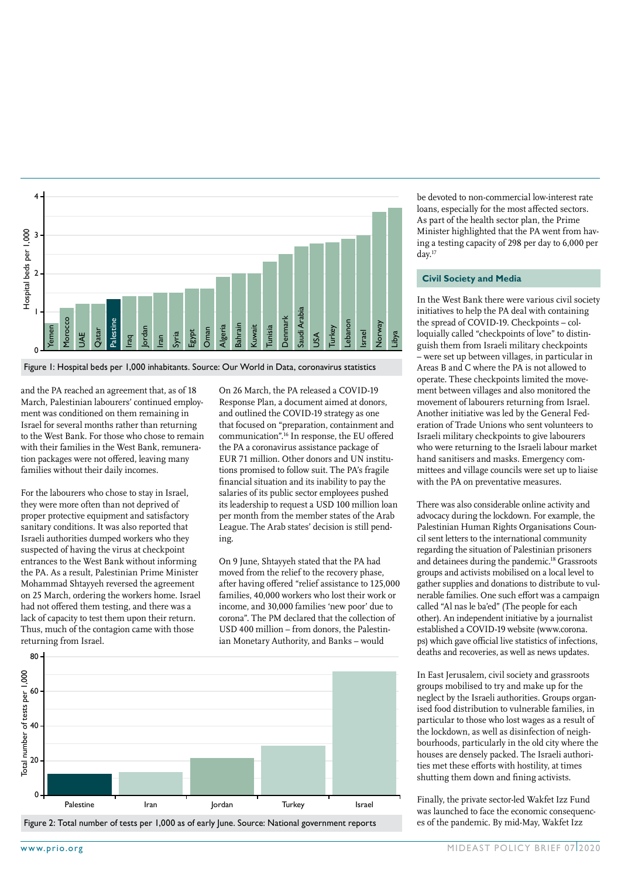Figure 1: Hospital beds per 1,000 inhabitants. Source: Our World in Data, coronavirus statistics

and the PA reached an agreement that, as of 18 March, Palestinian labourers' continued employment was conditioned on them remaining in Israel for several months rather than returning to the West Bank. For those who chose to remain with their families in the West Bank, remuneration packages were not offered, leaving many families without their daily incomes.

For the labourers who chose to stay in Israel, they were more often than not deprived of proper protective equipment and satisfactory sanitary conditions. It was also reported that Israeli authorities dumped workers who they suspected of having the virus at checkpoint entrances to the West Bank without informing the PA. As a result, Palestinian Prime Minister Mohammad Shtayyeh reversed the agreement on 25 March, ordering the workers home. Israel had not offered them testing, and there was a lack of capacity to test them upon their return. Thus, much of the contagion came with those returning from Israel.

On 26 March, the PA released a COVID-19 Response Plan, a document aimed at donors, and outlined the COVID-19 strategy as one that focused on "preparation, containment and communication".[16] In response, the EU offered the PA a coronavirus assistance package of EUR 71 million. Other donors and UN institutions promised to follow suit. The PA's fragile financial situation and its inability to pay the salaries of its public sector employees pushed its leadership to request a USD 100 million loan per month from the member states of the Arab League. The Arab states' decision is still pending.

On 9 June, Shtayyeh stated that the PA had moved from the relief to the recovery phase, after having offered "relief assistance to 125,000 families, 40,000 workers who lost their work or income, and 30,000 families 'new poor' due to corona". The PM declared that the collection of USD 400 million – from donors, the Palestinian Monetary Authority, and Banks – would be devoted to non-commercial low-interest rate loans, especially for the most affected sectors. As part of the health sector plan, the Prime Minister highlighted that the PA went from having a testing capacity of 298 per day to 6,000 per day.[17]

Figure 2: Total number of tests per 1,000 as of early June. Source: National government reports

### Civil Society and Media

In the West Bank there were various civil society initiatives to help the PA deal with containing the spread of COVID-19. Checkpoints – colloquially called "checkpoints of love" to distinguish them from Israeli military checkpoints – were set up between villages, in particular in Areas B and C where the PA is not allowed to operate. These checkpoints limited the movement between villages and also monitored the movement of labourers returning from Israel. Another initiative was led by the General Federation of Trade Unions who sent volunteers to Israeli military checkpoints to give labourers who were returning to the Israeli labour market hand sanitisers and masks. Emergency committees and village councils were set up to liaise with the PA on preventative measures.

There was also considerable online activity and advocacy during the lockdown. For example, the Palestinian Human Rights Organisations Council sent letters to the international community regarding the situation of Palestinian prisoners and detainees during the pandemic.[18] Grassroots groups and activists mobilised on a local level to gather supplies and donations to distribute to vulnerable families. One such effort was a campaign called "Al nas le ba'ed" (The people for each other). An independent initiative by a journalist established a COVID-19 website (www.corona.ps) which gave official live statistics of infections, deaths and recoveries, as well as news updates.

In East Jerusalem, civil society and grassroots groups mobilised to try and make up for the neglect by the Israeli authorities. Groups organised food distribution to vulnerable families, in particular to those who lost wages as a result of the lockdown, as well as disinfection of neighbourhoods, particularly in the old city where the houses are densely packed. The Israeli authorities met these efforts with hostility, at times shutting them down and fining activists.

Finally, the private sector-led Wakfet Izz Fund was launched to face the economic consequences of the pandemic. By mid-May, Wakfet Izz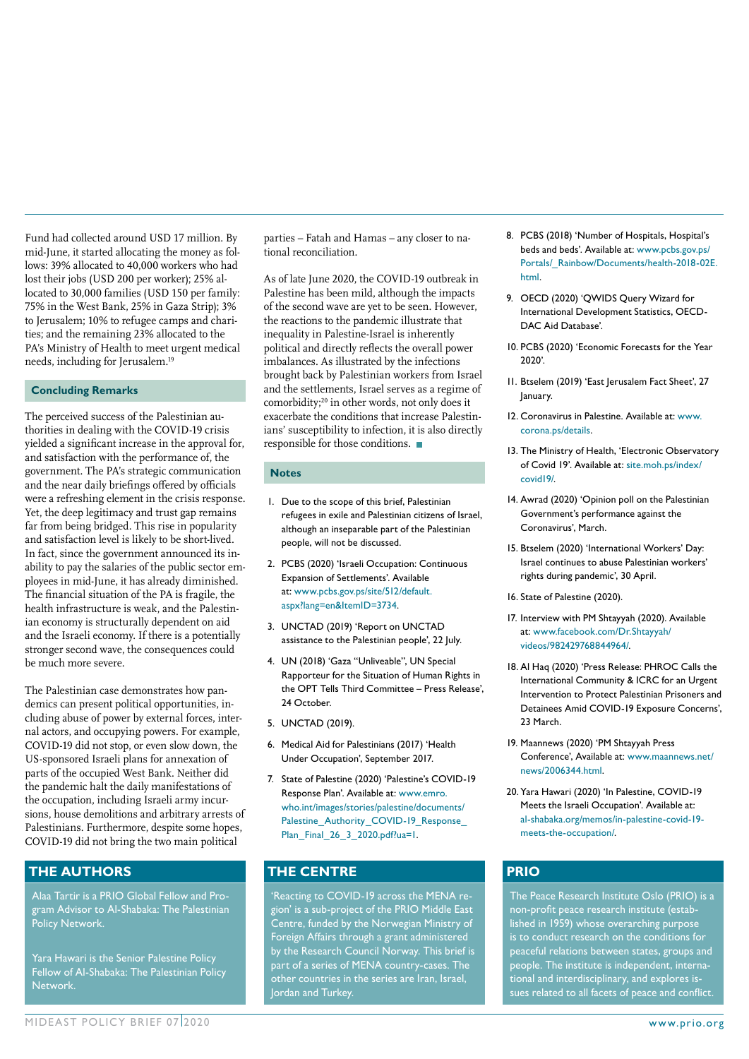Fund had collected around USD 17 million. By mid-June, it started allocating the money as follows: 39% allocated to 40,000 workers who had lost their jobs (USD 200 per worker); 25% allocated to 30,000 families (USD 150 per family: 75% in the West Bank, 25% in Gaza Strip); 3% to Jerusalem; 10% to refugee camps and charities; and the remaining 23% allocated to the PA's Ministry of Health to meet urgent medical needs, including for Jerusalem.[19]

## Concluding Remarks

The perceived success of the Palestinian authorities in dealing with the COVID-19 crisis yielded a significant increase in the approval for, and satisfaction with the performance of, the government. The PA's strategic communication and the near daily briefings offered by officials were a refreshing element in the crisis response. Yet, the deep legitimacy and trust gap remains far from being bridged. This rise in popularity and satisfaction level is likely to be short-lived. In fact, since the government announced its inability to pay the salaries of the public sector employees in mid-June, it has already diminished. The financial situation of the PA is fragile, the health infrastructure is weak, and the Palestinian economy is structurally dependent on aid and the Israeli economy. If there is a potentially stronger second wave, the consequences could be much more severe.

The Palestinian case demonstrates how pandemics can present political opportunities, including abuse of power by external forces, internal actors, and occupying powers. For example, COVID-19 did not stop, or even slow down, the US-sponsored Israeli plans for annexation of parts of the occupied West Bank. Neither did the pandemic halt the daily manifestations of the occupation, including Israeli army incursions, house demolitions and arbitrary arrests of Palestinians. Furthermore, despite some hopes, COVID-19 did not bring the two main political parties – Fatah and Hamas – any closer to national reconciliation.

As of late June 2020, the COVID-19 outbreak in Palestine has been mild, although the impacts of the second wave are yet to be seen. However, the reactions to the pandemic illustrate that inequality in Palestine-Israel is inherently political and directly reflects the overall power imbalances. As illustrated by the infections brought back by Palestinian workers from Israel and the settlements, Israel serves as a regime of comorbidity;[20] in other words, not only does it exacerbate the conditions that increase Palestinians' susceptibility to infection, it is also directly responsible for those conditions. ■

## Notes

1. Due to the scope of this brief, Palestinian refugees in exile and Palestinian citizens of Israel, although an inseparable part of the Palestinian people, will not be discussed.
2. PCBS (2020) 'Israeli Occupation: Continuous Expansion of Settlements'. Available at: www.pcbs.gov.ps/site/512/default.aspx?lang=en&ItemID=3734.
3. UNCTAD (2019) 'Report on UNCTAD assistance to the Palestinian people', 22 July.
4. UN (2018) 'Gaza "Unliveable", UN Special Rapporteur for the Situation of Human Rights in the OPT Tells Third Committee – Press Release', 24 October.
5. UNCTAD (2019).
6. Medical Aid for Palestinians (2017) 'Health Under Occupation', September 2017.
7. State of Palestine (2020) 'Palestine's COVID-19 Response Plan'. Available at: www.emro.who.int/images/stories/palestine/documents/Palestine_Authority_COVID-19_Response_Plan_Final_26_3_2020.pdf?ua=1.
8. PCBS (2018) 'Number of Hospitals, Hospital's beds and beds'. Available at: www.pcbs.gov.ps/Portals/_Rainbow/Documents/health-2018-02E.html.
9. OECD (2020) 'QWIDS Query Wizard for International Development Statistics, OECD-DAC Aid Database'.
10. PCBS (2020) 'Economic Forecasts for the Year 2020'.
11. Btselem (2019) 'East Jerusalem Fact Sheet', 27 January.
12. Coronavirus in Palestine. Available at: www.corona.ps/details.
13. The Ministry of Health, 'Electronic Observatory of Covid 19'. Available at: site.moh.ps/index/covid19/.
14. Awrad (2020) 'Opinion poll on the Palestinian Government's performance against the Coronavirus', March.
15. Btselem (2020) 'International Workers' Day: Israel continues to abuse Palestinian workers' rights during pandemic', 30 April.
16. State of Palestine (2020).
17. Interview with PM Shtayyah (2020). Available at: www.facebook.com/Dr.Shtayyah/videos/982429768844964/.
18. Al Haq (2020) 'Press Release: PHROC Calls the International Community & ICRC for an Urgent Intervention to Protect Palestinian Prisoners and Detainees Amid COVID-19 Exposure Concerns', 23 March.
19. Maannews (2020) 'PM Shtayyah Press Conference', Available at: www.maannews.net/news/2006344.html.
20. Yara Hawari (2020) 'In Palestine, COVID-19 Meets the Israeli Occupation'. Available at: al-shabaka.org/memos/in-palestine-covid-19-meets-the-occupation/.

## THE AUTHORS

Alaa Tartir is a PRIO Global Fellow and Program Advisor to Al-Shabaka: The Palestinian Policy Network.

Yara Hawari is the Senior Palestine Policy Fellow of Al-Shabaka: The Palestinian Policy Network.

## THE CENTRE

'Reacting to COVID-19 across the MENA region' is a sub-project of the PRIO Middle East Centre, funded by the Norwegian Ministry of Foreign Affairs through a grant administered by the Research Council Norway. This brief is part of a series of MENA country-cases. The other countries in the series are Iran, Israel, Jordan and Turkey.

## PRIO

The Peace Research Institute Oslo (PRIO) is a non-profit peace research institute (established in 1959) whose overarching purpose is to conduct research on the conditions for peaceful relations between states, groups and people. The institute is independent, international and interdisciplinary, and explores issues related to all facets of peace and conflict.